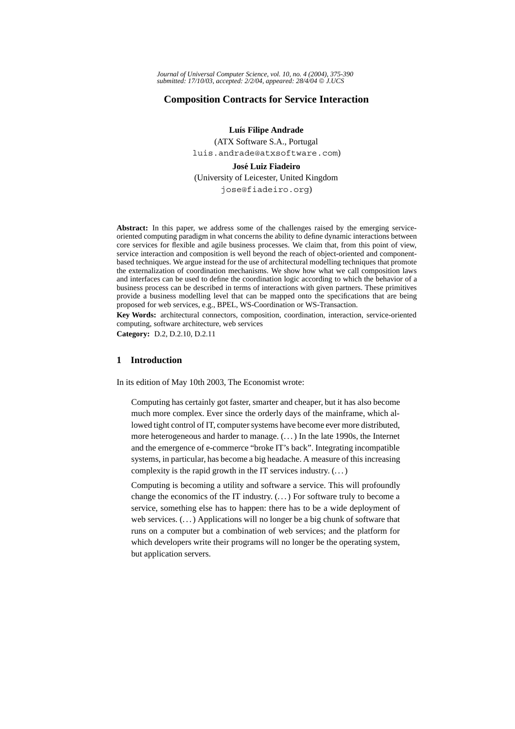# Composition Contracts for Service Interaction

**Luís Filipe Andrade**
(ATX Software S.A., Portugal
luis.andrade@atxsoftware.com)

**José Luiz Fiadeiro**
(University of Leicester, United Kingdom
jose@fiadeiro.org)

**Abstract:** In this paper, we address some of the challenges raised by the emerging service-oriented computing paradigm in what concerns the ability to define dynamic interactions between core services for flexible and agile business processes. We claim that, from this point of view, service interaction and composition is well beyond the reach of object-oriented and component-based techniques. We argue instead for the use of architectural modelling techniques that promote the externalization of coordination mechanisms. We show how what we call composition laws and interfaces can be used to define the coordination logic according to which the behavior of a business process can be described in terms of interactions with given partners. These primitives provide a business modelling level that can be mapped onto the specifications that are being proposed for web services, e.g., BPEL, WS-Coordination or WS-Transaction.

**Key Words:** architectural connectors, composition, coordination, interaction, service-oriented computing, software architecture, web services

**Category:** D.2, D.2.10, D.2.11

## 1 Introduction

In its edition of May 10th 2003, The Economist wrote:

> Computing has certainly got faster, smarter and cheaper, but it has also become much more complex. Ever since the orderly days of the mainframe, which allowed tight control of IT, computer systems have become ever more distributed, more heterogeneous and harder to manage. (. . . ) In the late 1990s, the Internet and the emergence of e-commerce "broke IT's back". Integrating incompatible systems, in particular, has become a big headache. A measure of this increasing complexity is the rapid growth in the IT services industry. (. . . )
>
> Computing is becoming a utility and software a service. This will profoundly change the economics of the IT industry. (. . . ) For software truly to become a service, something else has to happen: there has to be a wide deployment of web services. (. . . ) Applications will no longer be a big chunk of software that runs on a computer but a combination of web services; and the platform for which developers write their programs will no longer be the operating system, but application servers.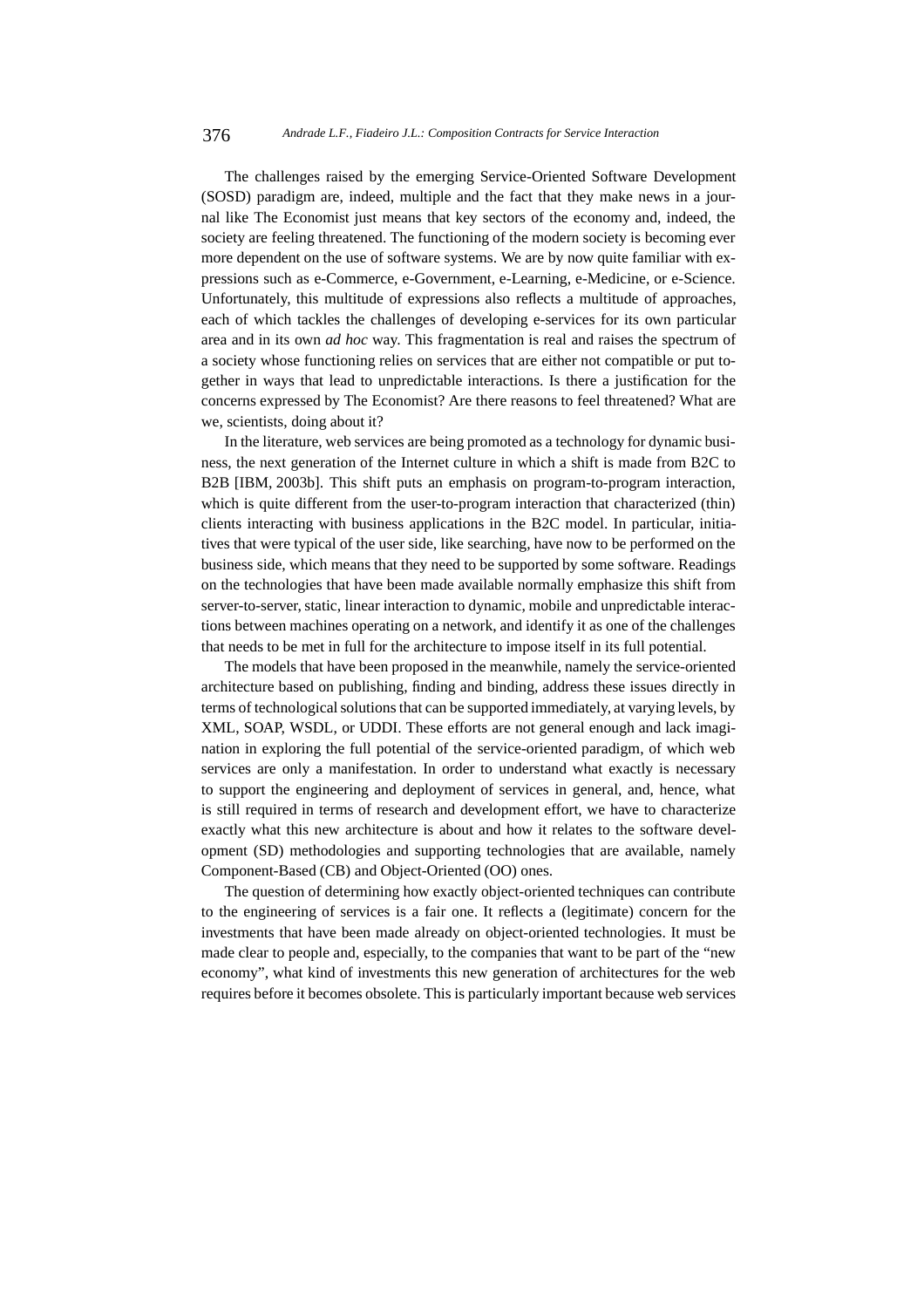The challenges raised by the emerging Service-Oriented Software Development (SOSD) paradigm are, indeed, multiple and the fact that they make news in a journal like The Economist just means that key sectors of the economy and, indeed, the society are feeling threatened. The functioning of the modern society is becoming ever more dependent on the use of software systems. We are by now quite familiar with expressions such as e-Commerce, e-Government, e-Learning, e-Medicine, or e-Science. Unfortunately, this multitude of expressions also reflects a multitude of approaches, each of which tackles the challenges of developing e-services for its own particular area and in its own *ad hoc* way. This fragmentation is real and raises the spectrum of a society whose functioning relies on services that are either not compatible or put together in ways that lead to unpredictable interactions. Is there a justification for the concerns expressed by The Economist? Are there reasons to feel threatened? What are we, scientists, doing about it?

In the literature, web services are being promoted as a technology for dynamic business, the next generation of the Internet culture in which a shift is made from B2C to B2B [IBM, 2003b]. This shift puts an emphasis on program-to-program interaction, which is quite different from the user-to-program interaction that characterized (thin) clients interacting with business applications in the B2C model. In particular, initiatives that were typical of the user side, like searching, have now to be performed on the business side, which means that they need to be supported by some software. Readings on the technologies that have been made available normally emphasize this shift from server-to-server, static, linear interaction to dynamic, mobile and unpredictable interactions between machines operating on a network, and identify it as one of the challenges that needs to be met in full for the architecture to impose itself in its full potential.

The models that have been proposed in the meanwhile, namely the service-oriented architecture based on publishing, finding and binding, address these issues directly in terms of technological solutions that can be supported immediately, at varying levels, by XML, SOAP, WSDL, or UDDI. These efforts are not general enough and lack imagination in exploring the full potential of the service-oriented paradigm, of which web services are only a manifestation. In order to understand what exactly is necessary to support the engineering and deployment of services in general, and, hence, what is still required in terms of research and development effort, we have to characterize exactly what this new architecture is about and how it relates to the software development (SD) methodologies and supporting technologies that are available, namely Component-Based (CB) and Object-Oriented (OO) ones.

The question of determining how exactly object-oriented techniques can contribute to the engineering of services is a fair one. It reflects a (legitimate) concern for the investments that have been made already on object-oriented technologies. It must be made clear to people and, especially, to the companies that want to be part of the "new economy", what kind of investments this new generation of architectures for the web requires before it becomes obsolete. This is particularly important because web services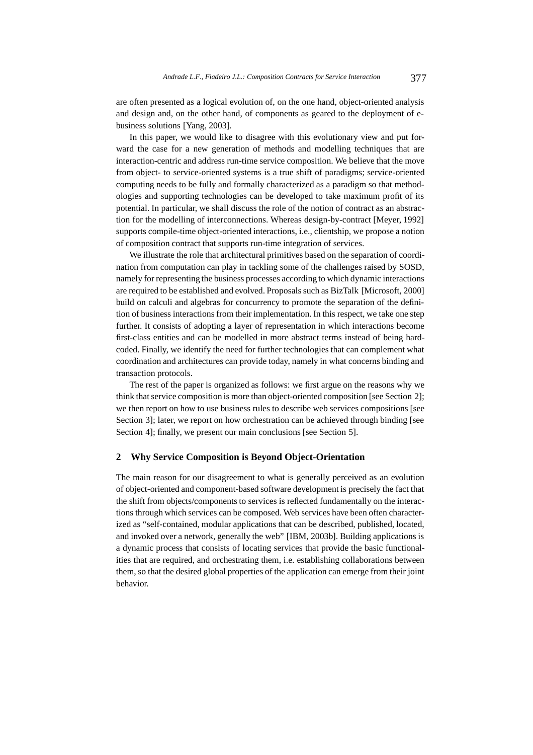are often presented as a logical evolution of, on the one hand, object-oriented analysis and design and, on the other hand, of components as geared to the deployment of e-business solutions [Yang, 2003].

In this paper, we would like to disagree with this evolutionary view and put forward the case for a new generation of methods and modelling techniques that are interaction-centric and address run-time service composition. We believe that the move from object- to service-oriented systems is a true shift of paradigms; service-oriented computing needs to be fully and formally characterized as a paradigm so that methodologies and supporting technologies can be developed to take maximum profit of its potential. In particular, we shall discuss the role of the notion of contract as an abstraction for the modelling of interconnections. Whereas design-by-contract [Meyer, 1992] supports compile-time object-oriented interactions, i.e., clientship, we propose a notion of composition contract that supports run-time integration of services.

We illustrate the role that architectural primitives based on the separation of coordination from computation can play in tackling some of the challenges raised by SOSD, namely for representing the business processes according to which dynamic interactions are required to be established and evolved. Proposals such as BizTalk [Microsoft, 2000] build on calculi and algebras for concurrency to promote the separation of the definition of business interactions from their implementation. In this respect, we take one step further. It consists of adopting a layer of representation in which interactions become first-class entities and can be modelled in more abstract terms instead of being hard-coded. Finally, we identify the need for further technologies that can complement what coordination and architectures can provide today, namely in what concerns binding and transaction protocols.

The rest of the paper is organized as follows: we first argue on the reasons why we think that service composition is more than object-oriented composition [see Section 2]; we then report on how to use business rules to describe web services compositions [see Section 3]; later, we report on how orchestration can be achieved through binding [see Section 4]; finally, we present our main conclusions [see Section 5].

## 2 Why Service Composition is Beyond Object-Orientation

The main reason for our disagreement to what is generally perceived as an evolution of object-oriented and component-based software development is precisely the fact that the shift from objects/components to services is reflected fundamentally on the interactions through which services can be composed. Web services have been often characterized as "self-contained, modular applications that can be described, published, located, and invoked over a network, generally the web" [IBM, 2003b]. Building applications is a dynamic process that consists of locating services that provide the basic functionalities that are required, and orchestrating them, i.e. establishing collaborations between them, so that the desired global properties of the application can emerge from their joint behavior.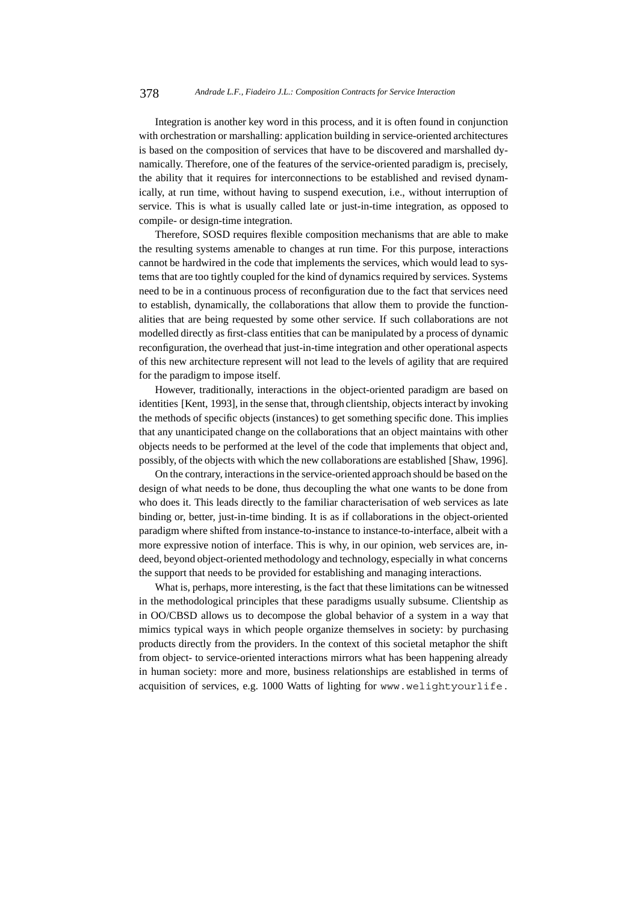Integration is another key word in this process, and it is often found in conjunction with orchestration or marshalling: application building in service-oriented architectures is based on the composition of services that have to be discovered and marshalled dynamically. Therefore, one of the features of the service-oriented paradigm is, precisely, the ability that it requires for interconnections to be established and revised dynamically, at run time, without having to suspend execution, i.e., without interruption of service. This is what is usually called late or just-in-time integration, as opposed to compile- or design-time integration.

Therefore, SOSD requires flexible composition mechanisms that are able to make the resulting systems amenable to changes at run time. For this purpose, interactions cannot be hardwired in the code that implements the services, which would lead to systems that are too tightly coupled for the kind of dynamics required by services. Systems need to be in a continuous process of reconfiguration due to the fact that services need to establish, dynamically, the collaborations that allow them to provide the functionalities that are being requested by some other service. If such collaborations are not modelled directly as first-class entities that can be manipulated by a process of dynamic reconfiguration, the overhead that just-in-time integration and other operational aspects of this new architecture represent will not lead to the levels of agility that are required for the paradigm to impose itself.

However, traditionally, interactions in the object-oriented paradigm are based on identities [Kent, 1993], in the sense that, through clientship, objects interact by invoking the methods of specific objects (instances) to get something specific done. This implies that any unanticipated change on the collaborations that an object maintains with other objects needs to be performed at the level of the code that implements that object and, possibly, of the objects with which the new collaborations are established [Shaw, 1996].

On the contrary, interactions in the service-oriented approach should be based on the design of what needs to be done, thus decoupling the what one wants to be done from who does it. This leads directly to the familiar characterisation of web services as late binding or, better, just-in-time binding. It is as if collaborations in the object-oriented paradigm where shifted from instance-to-instance to instance-to-interface, albeit with a more expressive notion of interface. This is why, in our opinion, web services are, indeed, beyond object-oriented methodology and technology, especially in what concerns the support that needs to be provided for establishing and managing interactions.

What is, perhaps, more interesting, is the fact that these limitations can be witnessed in the methodological principles that these paradigms usually subsume. Clientship as in OO/CBSD allows us to decompose the global behavior of a system in a way that mimics typical ways in which people organize themselves in society: by purchasing products directly from the providers. In the context of this societal metaphor the shift from object- to service-oriented interactions mirrors what has been happening already in human society: more and more, business relationships are established in terms of acquisition of services, e.g. 1000 Watts of lighting for `www.welightyourlife.`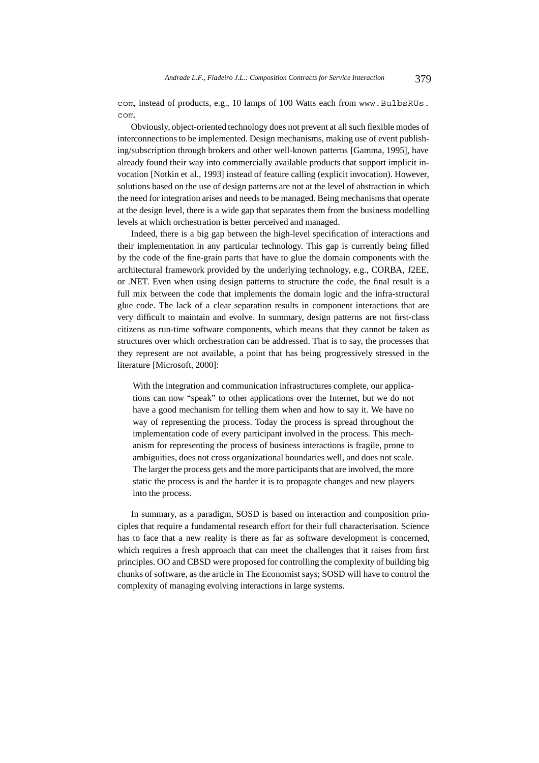com, instead of products, e.g., 10 lamps of 100 Watts each from www.BulbsRUs.com.

Obviously, object-oriented technology does not prevent at all such flexible modes of interconnections to be implemented. Design mechanisms, making use of event publishing/subscription through brokers and other well-known patterns [Gamma, 1995], have already found their way into commercially available products that support implicit invocation [Notkin et al., 1993] instead of feature calling (explicit invocation). However, solutions based on the use of design patterns are not at the level of abstraction in which the need for integration arises and needs to be managed. Being mechanisms that operate at the design level, there is a wide gap that separates them from the business modelling levels at which orchestration is better perceived and managed.

Indeed, there is a big gap between the high-level specification of interactions and their implementation in any particular technology. This gap is currently being filled by the code of the fine-grain parts that have to glue the domain components with the architectural framework provided by the underlying technology, e.g., CORBA, J2EE, or .NET. Even when using design patterns to structure the code, the final result is a full mix between the code that implements the domain logic and the infra-structural glue code. The lack of a clear separation results in component interactions that are very difficult to maintain and evolve. In summary, design patterns are not first-class citizens as run-time software components, which means that they cannot be taken as structures over which orchestration can be addressed. That is to say, the processes that they represent are not available, a point that has being progressively stressed in the literature [Microsoft, 2000]:

> With the integration and communication infrastructures complete, our applications can now "speak" to other applications over the Internet, but we do not have a good mechanism for telling them when and how to say it. We have no way of representing the process. Today the process is spread throughout the implementation code of every participant involved in the process. This mechanism for representing the process of business interactions is fragile, prone to ambiguities, does not cross organizational boundaries well, and does not scale. The larger the process gets and the more participants that are involved, the more static the process is and the harder it is to propagate changes and new players into the process.

In summary, as a paradigm, SOSD is based on interaction and composition principles that require a fundamental research effort for their full characterisation. Science has to face that a new reality is there as far as software development is concerned, which requires a fresh approach that can meet the challenges that it raises from first principles. OO and CBSD were proposed for controlling the complexity of building big chunks of software, as the article in The Economist says; SOSD will have to control the complexity of managing evolving interactions in large systems.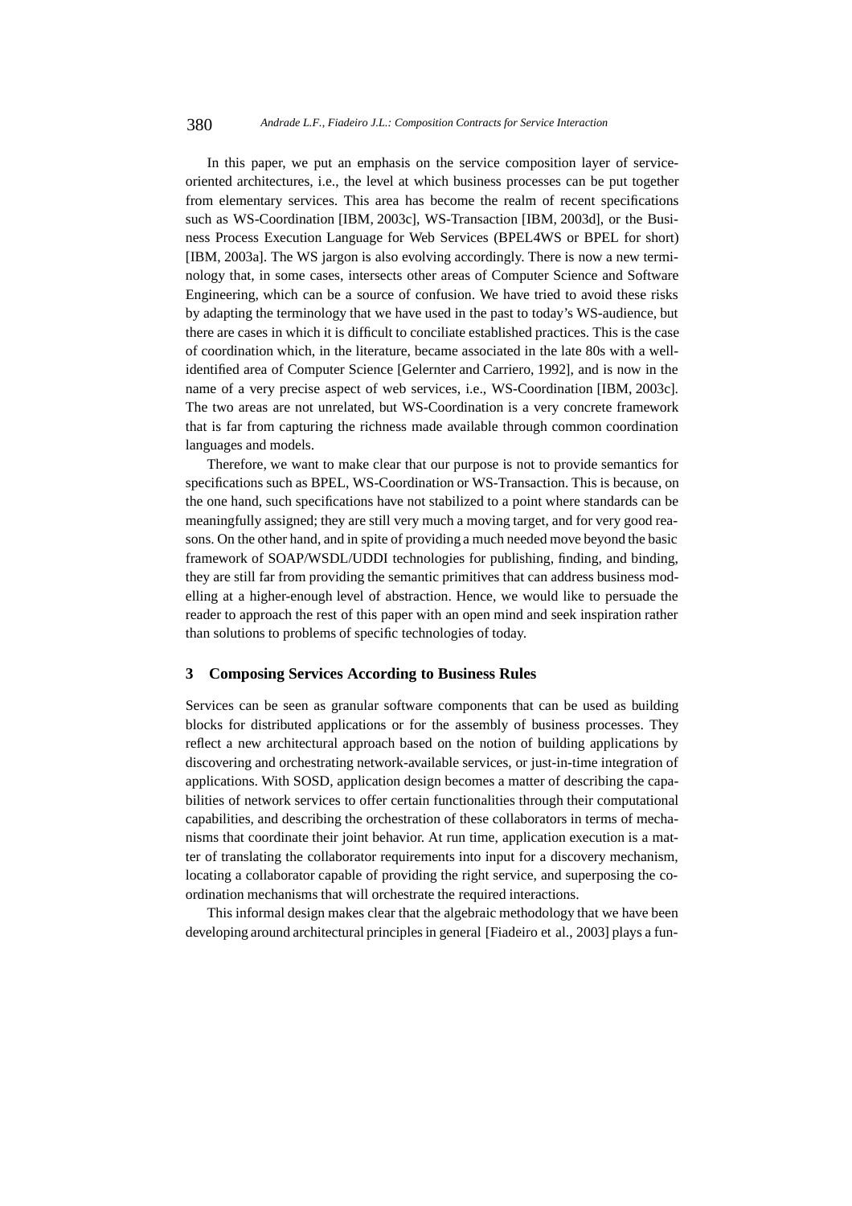In this paper, we put an emphasis on the service composition layer of service-oriented architectures, i.e., the level at which business processes can be put together from elementary services. This area has become the realm of recent specifications such as WS-Coordination [IBM, 2003c], WS-Transaction [IBM, 2003d], or the Business Process Execution Language for Web Services (BPEL4WS or BPEL for short) [IBM, 2003a]. The WS jargon is also evolving accordingly. There is now a new terminology that, in some cases, intersects other areas of Computer Science and Software Engineering, which can be a source of confusion. We have tried to avoid these risks by adapting the terminology that we have used in the past to today's WS-audience, but there are cases in which it is difficult to conciliate established practices. This is the case of coordination which, in the literature, became associated in the late 80s with a well-identified area of Computer Science [Gelernter and Carriero, 1992], and is now in the name of a very precise aspect of web services, i.e., WS-Coordination [IBM, 2003c]. The two areas are not unrelated, but WS-Coordination is a very concrete framework that is far from capturing the richness made available through common coordination languages and models.

Therefore, we want to make clear that our purpose is not to provide semantics for specifications such as BPEL, WS-Coordination or WS-Transaction. This is because, on the one hand, such specifications have not stabilized to a point where standards can be meaningfully assigned; they are still very much a moving target, and for very good reasons. On the other hand, and in spite of providing a much needed move beyond the basic framework of SOAP/WSDL/UDDI technologies for publishing, finding, and binding, they are still far from providing the semantic primitives that can address business modelling at a higher-enough level of abstraction. Hence, we would like to persuade the reader to approach the rest of this paper with an open mind and seek inspiration rather than solutions to problems of specific technologies of today.

## 3 Composing Services According to Business Rules

Services can be seen as granular software components that can be used as building blocks for distributed applications or for the assembly of business processes. They reflect a new architectural approach based on the notion of building applications by discovering and orchestrating network-available services, or just-in-time integration of applications. With SOSD, application design becomes a matter of describing the capabilities of network services to offer certain functionalities through their computational capabilities, and describing the orchestration of these collaborators in terms of mechanisms that coordinate their joint behavior. At run time, application execution is a matter of translating the collaborator requirements into input for a discovery mechanism, locating a collaborator capable of providing the right service, and superposing the coordination mechanisms that will orchestrate the required interactions.

This informal design makes clear that the algebraic methodology that we have been developing around architectural principles in general [Fiadeiro et al., 2003] plays a fun-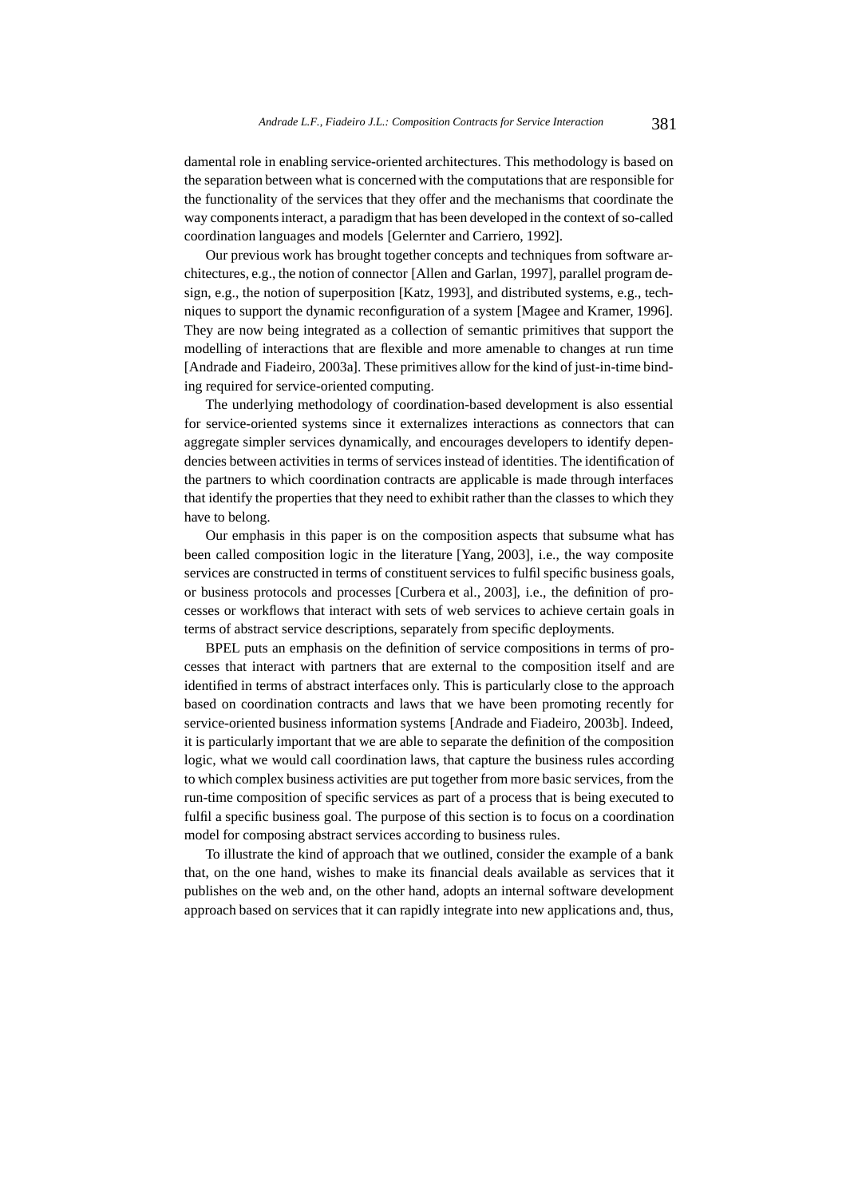damental role in enabling service-oriented architectures. This methodology is based on the separation between what is concerned with the computations that are responsible for the functionality of the services that they offer and the mechanisms that coordinate the way components interact, a paradigm that has been developed in the context of so-called coordination languages and models [Gelernter and Carriero, 1992].

Our previous work has brought together concepts and techniques from software architectures, e.g., the notion of connector [Allen and Garlan, 1997], parallel program design, e.g., the notion of superposition [Katz, 1993], and distributed systems, e.g., techniques to support the dynamic reconfiguration of a system [Magee and Kramer, 1996]. They are now being integrated as a collection of semantic primitives that support the modelling of interactions that are flexible and more amenable to changes at run time [Andrade and Fiadeiro, 2003a]. These primitives allow for the kind of just-in-time binding required for service-oriented computing.

The underlying methodology of coordination-based development is also essential for service-oriented systems since it externalizes interactions as connectors that can aggregate simpler services dynamically, and encourages developers to identify dependencies between activities in terms of services instead of identities. The identification of the partners to which coordination contracts are applicable is made through interfaces that identify the properties that they need to exhibit rather than the classes to which they have to belong.

Our emphasis in this paper is on the composition aspects that subsume what has been called composition logic in the literature [Yang, 2003], i.e., the way composite services are constructed in terms of constituent services to fulfil specific business goals, or business protocols and processes [Curbera et al., 2003], i.e., the definition of processes or workflows that interact with sets of web services to achieve certain goals in terms of abstract service descriptions, separately from specific deployments.

BPEL puts an emphasis on the definition of service compositions in terms of processes that interact with partners that are external to the composition itself and are identified in terms of abstract interfaces only. This is particularly close to the approach based on coordination contracts and laws that we have been promoting recently for service-oriented business information systems [Andrade and Fiadeiro, 2003b]. Indeed, it is particularly important that we are able to separate the definition of the composition logic, what we would call coordination laws, that capture the business rules according to which complex business activities are put together from more basic services, from the run-time composition of specific services as part of a process that is being executed to fulfil a specific business goal. The purpose of this section is to focus on a coordination model for composing abstract services according to business rules.

To illustrate the kind of approach that we outlined, consider the example of a bank that, on the one hand, wishes to make its financial deals available as services that it publishes on the web and, on the other hand, adopts an internal software development approach based on services that it can rapidly integrate into new applications and, thus,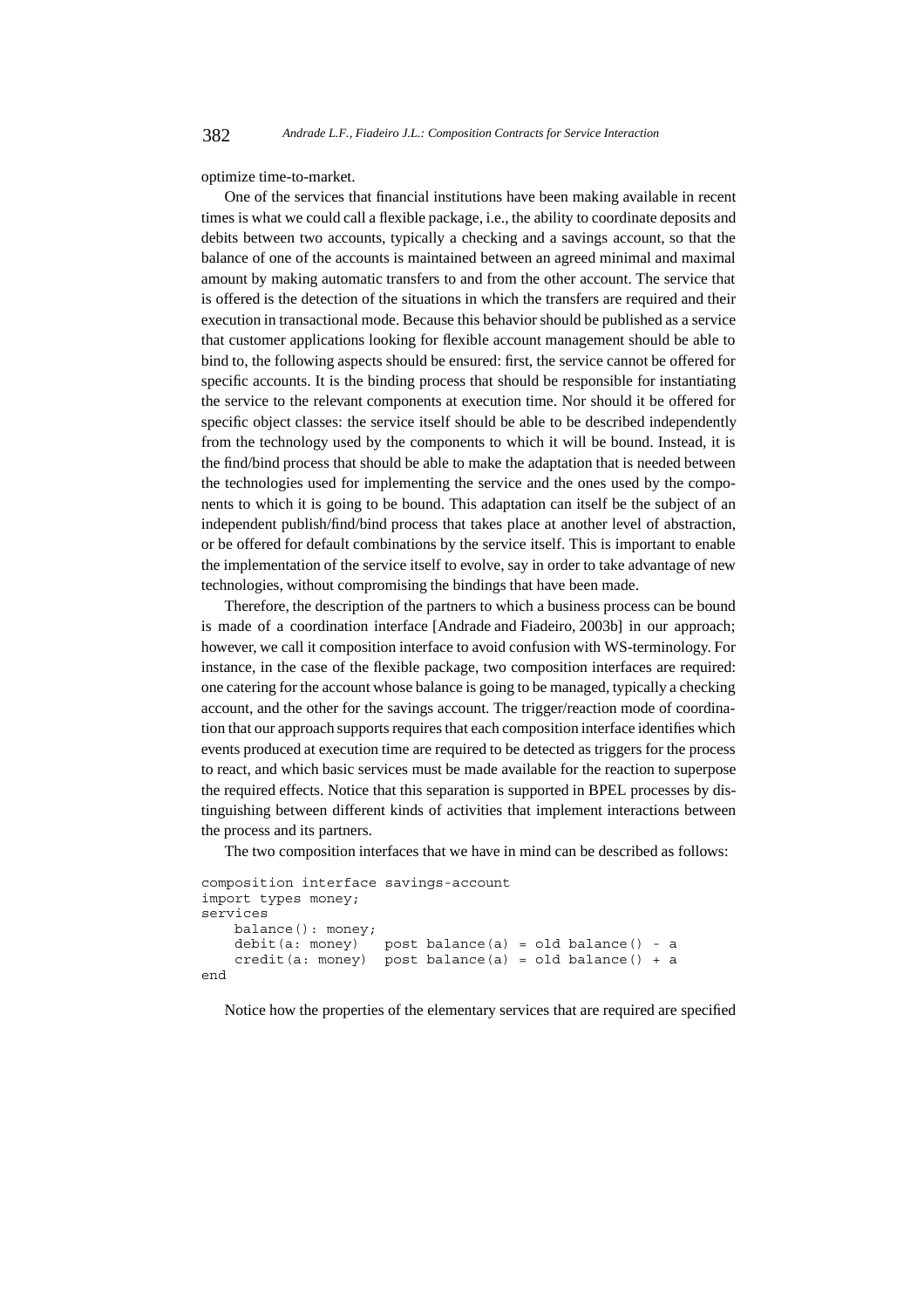optimize time-to-market.

One of the services that financial institutions have been making available in recent times is what we could call a flexible package, i.e., the ability to coordinate deposits and debits between two accounts, typically a checking and a savings account, so that the balance of one of the accounts is maintained between an agreed minimal and maximal amount by making automatic transfers to and from the other account. The service that is offered is the detection of the situations in which the transfers are required and their execution in transactional mode. Because this behavior should be published as a service that customer applications looking for flexible account management should be able to bind to, the following aspects should be ensured: first, the service cannot be offered for specific accounts. It is the binding process that should be responsible for instantiating the service to the relevant components at execution time. Nor should it be offered for specific object classes: the service itself should be able to be described independently from the technology used by the components to which it will be bound. Instead, it is the find/bind process that should be able to make the adaptation that is needed between the technologies used for implementing the service and the ones used by the components to which it is going to be bound. This adaptation can itself be the subject of an independent publish/find/bind process that takes place at another level of abstraction, or be offered for default combinations by the service itself. This is important to enable the implementation of the service itself to evolve, say in order to take advantage of new technologies, without compromising the bindings that have been made.

Therefore, the description of the partners to which a business process can be bound is made of a coordination interface [Andrade and Fiadeiro, 2003b] in our approach; however, we call it composition interface to avoid confusion with WS-terminology. For instance, in the case of the flexible package, two composition interfaces are required: one catering for the account whose balance is going to be managed, typically a checking account, and the other for the savings account. The trigger/reaction mode of coordination that our approach supports requires that each composition interface identifies which events produced at execution time are required to be detected as triggers for the process to react, and which basic services must be made available for the reaction to superpose the required effects. Notice that this separation is supported in BPEL processes by distinguishing between different kinds of activities that implement interactions between the process and its partners.

The two composition interfaces that we have in mind can be described as follows:

```
composition interface savings-account
import types money;
services
    balance(): money;
    debit(a: money)   post balance(a) = old balance() - a
    credit(a: money)  post balance(a) = old balance() + a
end
```

Notice how the properties of the elementary services that are required are specified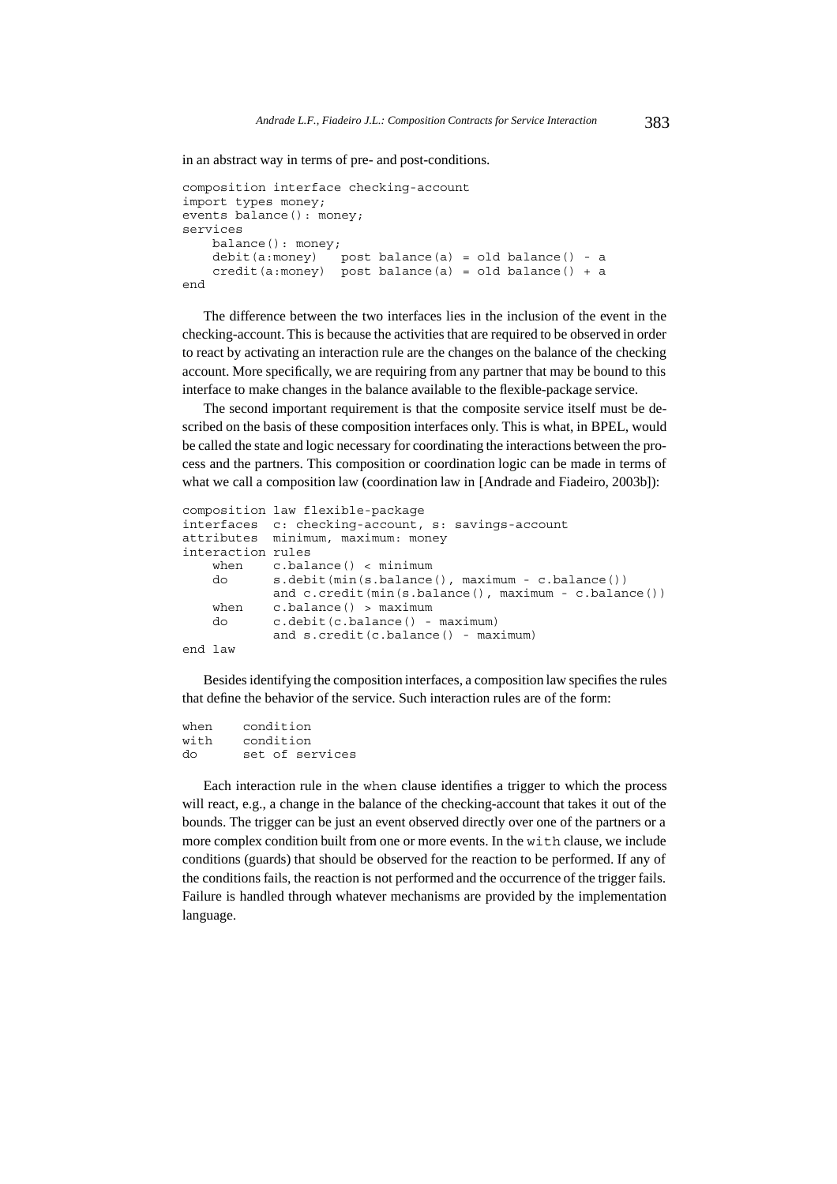in an abstract way in terms of pre- and post-conditions.

```
composition interface checking-account
import types money;
events balance(): money;
services
    balance(): money;
    debit(a:money)   post balance(a) = old balance() - a
    credit(a:money)  post balance(a) = old balance() + a
end
```

The difference between the two interfaces lies in the inclusion of the event in the checking-account. This is because the activities that are required to be observed in order to react by activating an interaction rule are the changes on the balance of the checking account. More specifically, we are requiring from any partner that may be bound to this interface to make changes in the balance available to the flexible-package service.

The second important requirement is that the composite service itself must be described on the basis of these composition interfaces only. This is what, in BPEL, would be called the state and logic necessary for coordinating the interactions between the process and the partners. This composition or coordination logic can be made in terms of what we call a composition law (coordination law in [Andrade and Fiadeiro, 2003b]):

```
composition law flexible-package
interfaces  c: checking-account, s: savings-account
attributes  minimum, maximum: money
interaction rules
    when    c.balance() < minimum
    do      s.debit(min(s.balance(), maximum - c.balance())
            and c.credit(min(s.balance(), maximum - c.balance())
    when    c.balance() > maximum
    do      c.debit(c.balance() - maximum)
            and s.credit(c.balance() - maximum)
end law
```

Besides identifying the composition interfaces, a composition law specifies the rules that define the behavior of the service. Such interaction rules are of the form:

```
when    condition
with    condition
do      set of services
```

Each interaction rule in the `when` clause identifies a trigger to which the process will react, e.g., a change in the balance of the checking-account that takes it out of the bounds. The trigger can be just an event observed directly over one of the partners or a more complex condition built from one or more events. In the `with` clause, we include conditions (guards) that should be observed for the reaction to be performed. If any of the conditions fails, the reaction is not performed and the occurrence of the trigger fails. Failure is handled through whatever mechanisms are provided by the implementation language.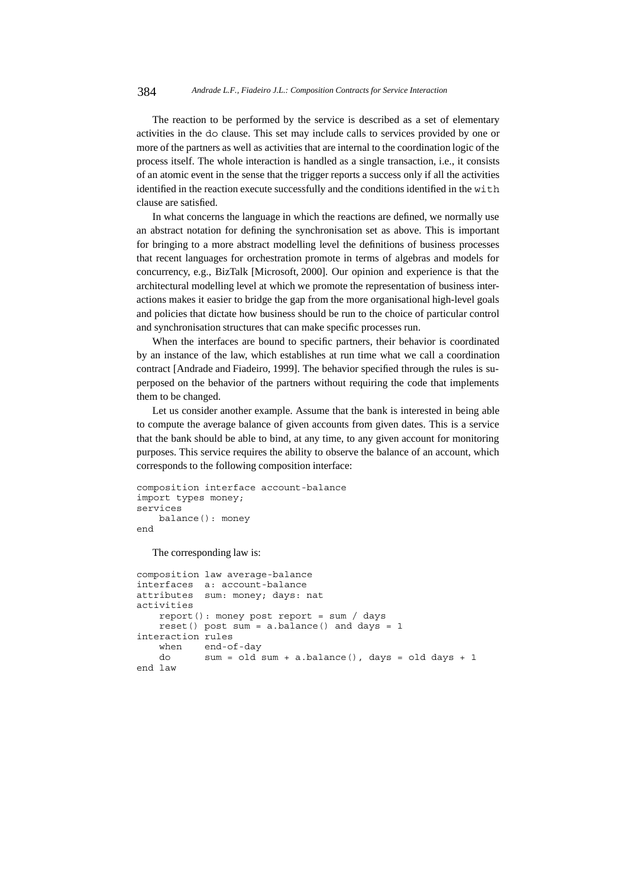The reaction to be performed by the service is described as a set of elementary activities in the `do` clause. This set may include calls to services provided by one or more of the partners as well as activities that are internal to the coordination logic of the process itself. The whole interaction is handled as a single transaction, i.e., it consists of an atomic event in the sense that the trigger reports a success only if all the activities identified in the reaction execute successfully and the conditions identified in the `with` clause are satisfied.

In what concerns the language in which the reactions are defined, we normally use an abstract notation for defining the synchronisation set as above. This is important for bringing to a more abstract modelling level the definitions of business processes that recent languages for orchestration promote in terms of algebras and models for concurrency, e.g., BizTalk [Microsoft, 2000]. Our opinion and experience is that the architectural modelling level at which we promote the representation of business interactions makes it easier to bridge the gap from the more organisational high-level goals and policies that dictate how business should be run to the choice of particular control and synchronisation structures that can make specific processes run.

When the interfaces are bound to specific partners, their behavior is coordinated by an instance of the law, which establishes at run time what we call a coordination contract [Andrade and Fiadeiro, 1999]. The behavior specified through the rules is superposed on the behavior of the partners without requiring the code that implements them to be changed.

Let us consider another example. Assume that the bank is interested in being able to compute the average balance of given accounts from given dates. This is a service that the bank should be able to bind, at any time, to any given account for monitoring purposes. This service requires the ability to observe the balance of an account, which corresponds to the following composition interface:

```
composition interface account-balance
import types money;
services
    balance(): money
end
```

The corresponding law is:

```
composition law average-balance
interfaces  a: account-balance
attributes  sum: money; days: nat
activities
    report(): money post report = sum / days
    reset() post sum = a.balance() and days = 1
interaction rules
    when    end-of-day
    do      sum = old sum + a.balance(), days = old days + 1
end law
```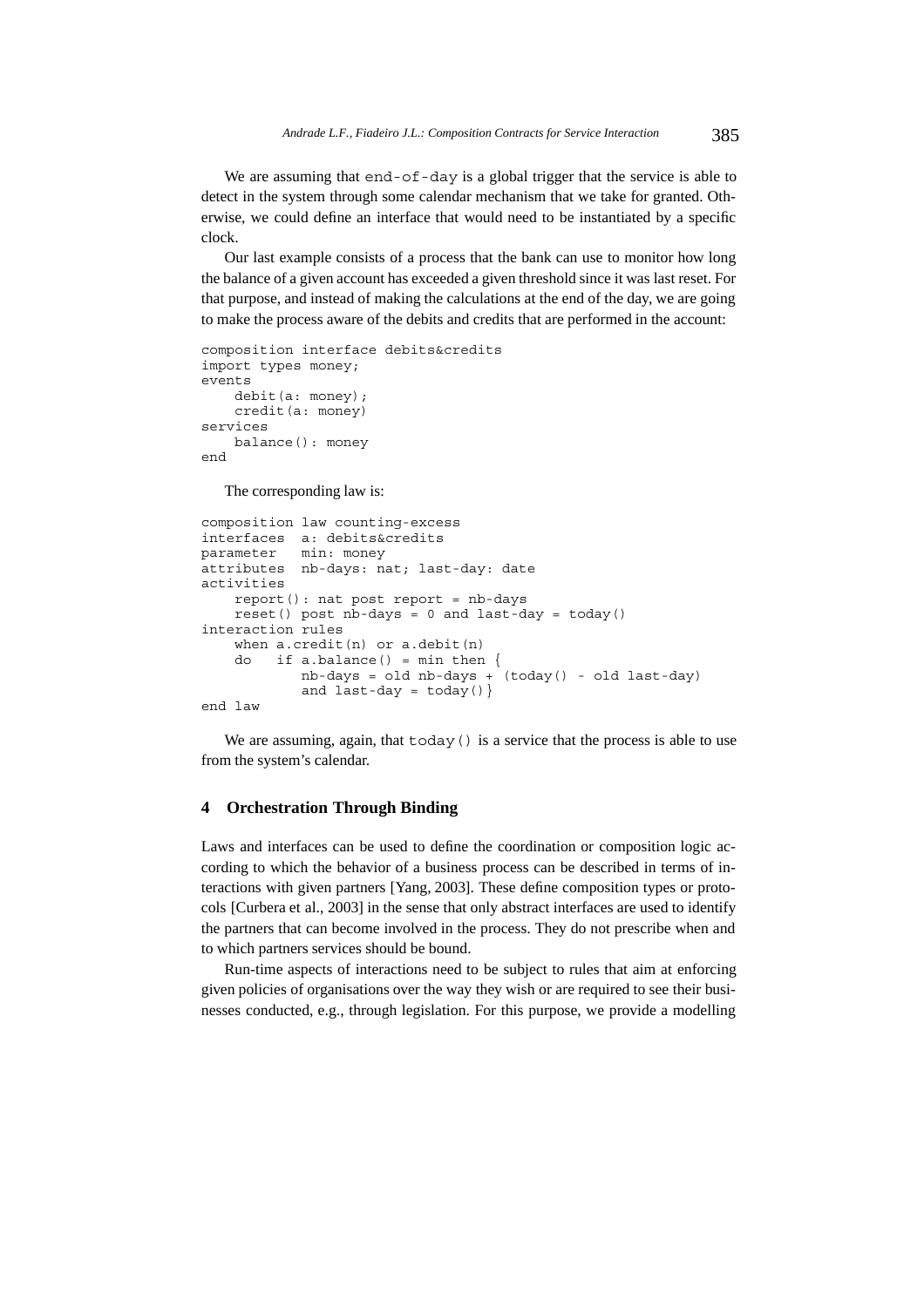We are assuming that `end-of-day` is a global trigger that the service is able to detect in the system through some calendar mechanism that we take for granted. Otherwise, we could define an interface that would need to be instantiated by a specific clock.

Our last example consists of a process that the bank can use to monitor how long the balance of a given account has exceeded a given threshold since it was last reset. For that purpose, and instead of making the calculations at the end of the day, we are going to make the process aware of the debits and credits that are performed in the account:

```
composition interface debits&credits
import types money;
events
    debit(a: money);
    credit(a: money)
services
    balance(): money
end
```

The corresponding law is:

```
composition law counting-excess
interfaces  a: debits&credits
parameter   min: money
attributes  nb-days: nat; last-day: date
activities
    report(): nat post report = nb-days
    reset() post nb-days = 0 and last-day = today()
interaction rules
    when a.credit(n) or a.debit(n)
    do   if a.balance() = min then {
            nb-days = old nb-days + (today() - old last-day)
            and last-day = today()}
end law
```

We are assuming, again, that `today()` is a service that the process is able to use from the system's calendar.

## 4 Orchestration Through Binding

Laws and interfaces can be used to define the coordination or composition logic according to which the behavior of a business process can be described in terms of interactions with given partners [Yang, 2003]. These define composition types or protocols [Curbera et al., 2003] in the sense that only abstract interfaces are used to identify the partners that can become involved in the process. They do not prescribe when and to which partners services should be bound.

Run-time aspects of interactions need to be subject to rules that aim at enforcing given policies of organisations over the way they wish or are required to see their businesses conducted, e.g., through legislation. For this purpose, we provide a modelling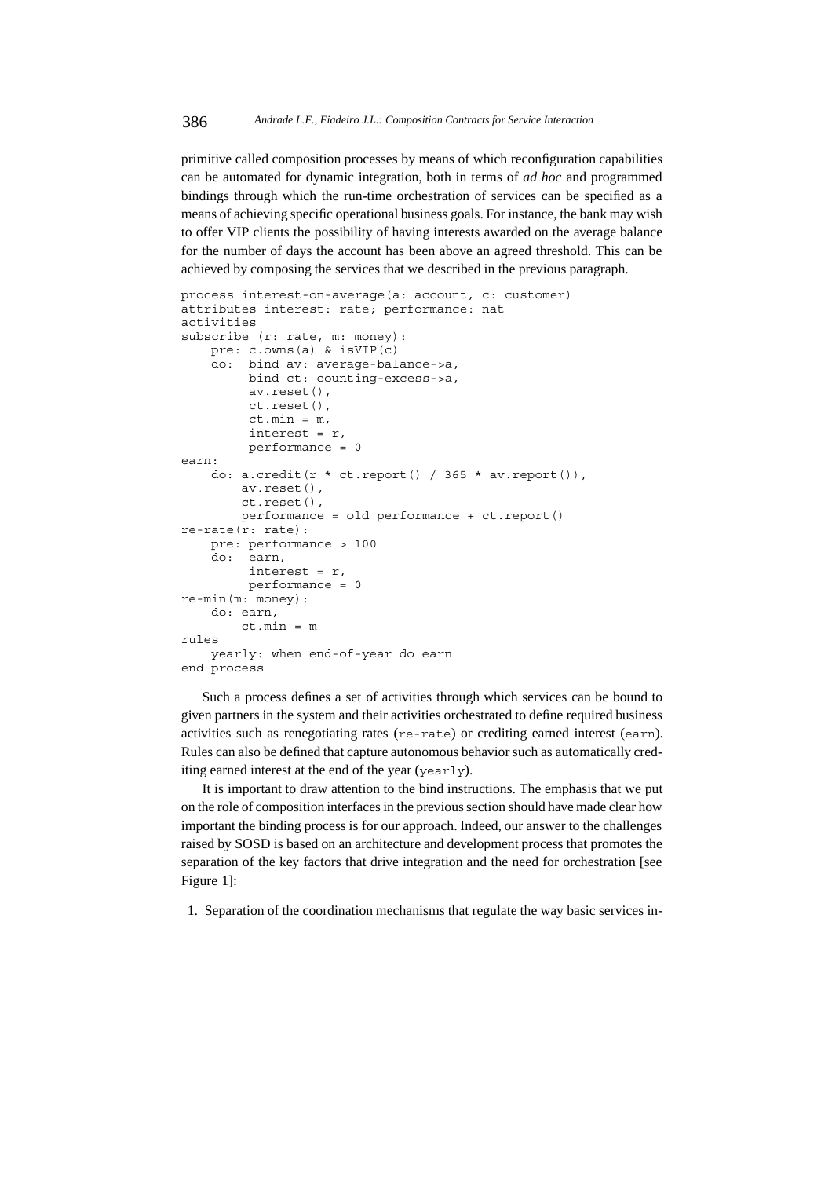primitive called composition processes by means of which reconfiguration capabilities can be automated for dynamic integration, both in terms of *ad hoc* and programmed bindings through which the run-time orchestration of services can be specified as a means of achieving specific operational business goals. For instance, the bank may wish to offer VIP clients the possibility of having interests awarded on the average balance for the number of days the account has been above an agreed threshold. This can be achieved by composing the services that we described in the previous paragraph.

```
process interest-on-average(a: account, c: customer)
attributes interest: rate; performance: nat
activities
subscribe (r: rate, m: money):
    pre: c.owns(a) & isVIP(c)
    do:  bind av: average-balance->a,
         bind ct: counting-excess->a,
         av.reset(),
         ct.reset(),
         ct.min = m,
         interest = r,
         performance = 0
earn:
    do: a.credit(r * ct.report() / 365 * av.report()),
        av.reset(),
        ct.reset(),
        performance = old performance + ct.report()
re-rate(r: rate):
    pre: performance > 100
    do:  earn,
         interest = r,
         performance = 0
re-min(m: money):
    do: earn,
        ct.min = m
rules
    yearly: when end-of-year do earn
end process
```

Such a process defines a set of activities through which services can be bound to given partners in the system and their activities orchestrated to define required business activities such as renegotiating rates (`re-rate`) or crediting earned interest (`earn`). Rules can also be defined that capture autonomous behavior such as automatically crediting earned interest at the end of the year (`yearly`).

It is important to draw attention to the bind instructions. The emphasis that we put on the role of composition interfaces in the previous section should have made clear how important the binding process is for our approach. Indeed, our answer to the challenges raised by SOSD is based on an architecture and development process that promotes the separation of the key factors that drive integration and the need for orchestration [see Figure 1]:

1. Separation of the coordination mechanisms that regulate the way basic services in-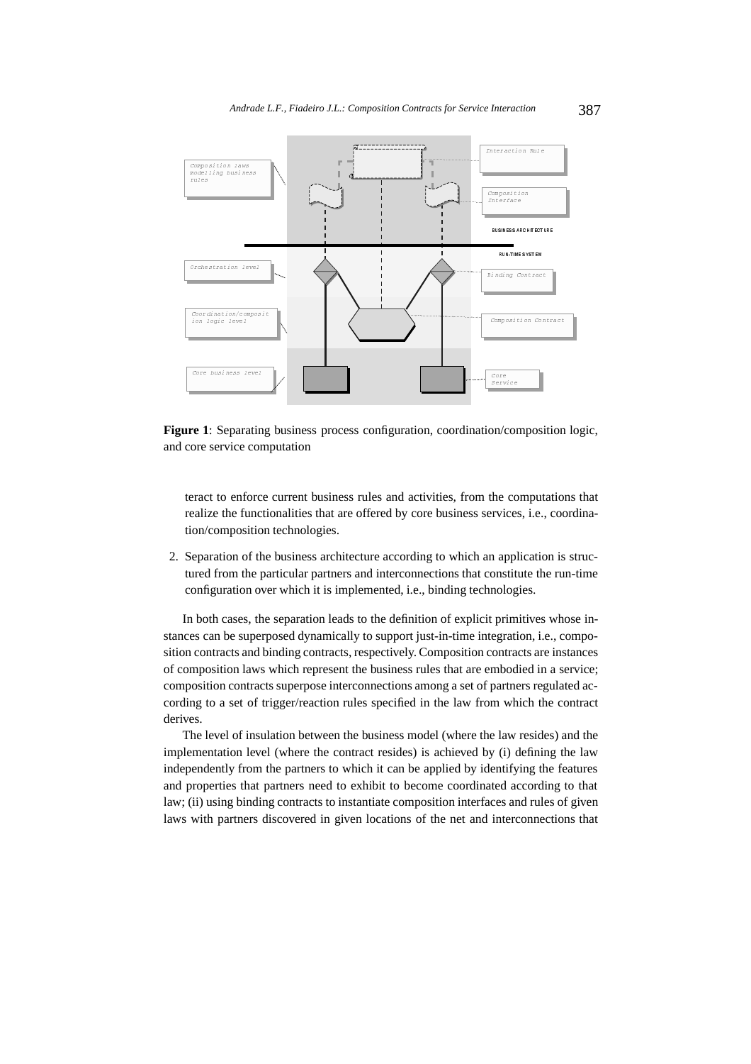**Figure 1**: Separating business process configuration, coordination/composition logic, and core service computation

teract to enforce current business rules and activities, from the computations that realize the functionalities that are offered by core business services, i.e., coordination/composition technologies.

2. Separation of the business architecture according to which an application is structured from the particular partners and interconnections that constitute the run-time configuration over which it is implemented, i.e., binding technologies.

In both cases, the separation leads to the definition of explicit primitives whose instances can be superposed dynamically to support just-in-time integration, i.e., composition contracts and binding contracts, respectively. Composition contracts are instances of composition laws which represent the business rules that are embodied in a service; composition contracts superpose interconnections among a set of partners regulated according to a set of trigger/reaction rules specified in the law from which the contract derives.

The level of insulation between the business model (where the law resides) and the implementation level (where the contract resides) is achieved by (i) defining the law independently from the partners to which it can be applied by identifying the features and properties that partners need to exhibit to become coordinated according to that law; (ii) using binding contracts to instantiate composition interfaces and rules of given laws with partners discovered in given locations of the net and interconnections that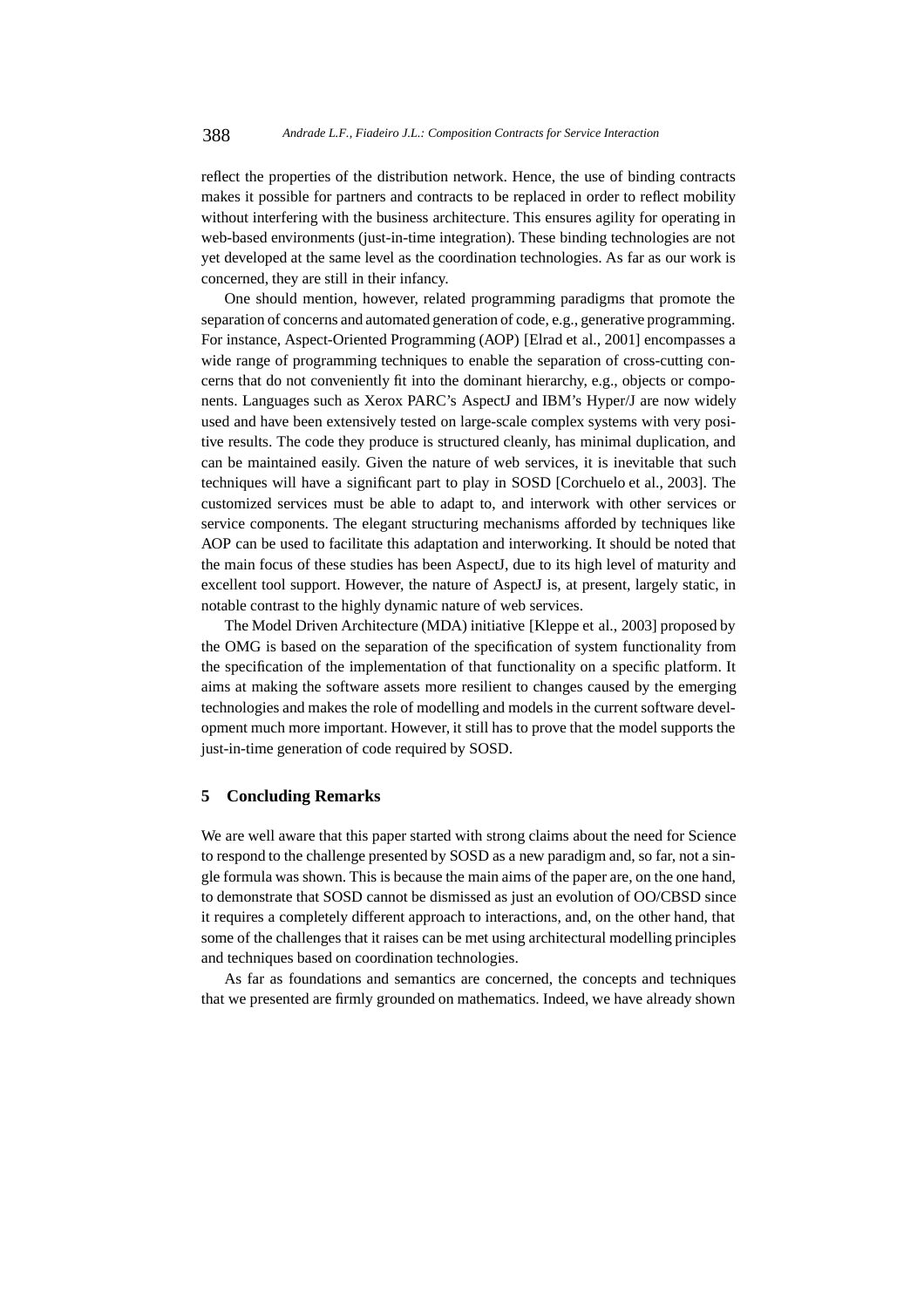reflect the properties of the distribution network. Hence, the use of binding contracts makes it possible for partners and contracts to be replaced in order to reflect mobility without interfering with the business architecture. This ensures agility for operating in web-based environments (just-in-time integration). These binding technologies are not yet developed at the same level as the coordination technologies. As far as our work is concerned, they are still in their infancy.

One should mention, however, related programming paradigms that promote the separation of concerns and automated generation of code, e.g., generative programming. For instance, Aspect-Oriented Programming (AOP) [Elrad et al., 2001] encompasses a wide range of programming techniques to enable the separation of cross-cutting concerns that do not conveniently fit into the dominant hierarchy, e.g., objects or components. Languages such as Xerox PARC's AspectJ and IBM's Hyper/J are now widely used and have been extensively tested on large-scale complex systems with very positive results. The code they produce is structured cleanly, has minimal duplication, and can be maintained easily. Given the nature of web services, it is inevitable that such techniques will have a significant part to play in SOSD [Corchuelo et al., 2003]. The customized services must be able to adapt to, and interwork with other services or service components. The elegant structuring mechanisms afforded by techniques like AOP can be used to facilitate this adaptation and interworking. It should be noted that the main focus of these studies has been AspectJ, due to its high level of maturity and excellent tool support. However, the nature of AspectJ is, at present, largely static, in notable contrast to the highly dynamic nature of web services.

The Model Driven Architecture (MDA) initiative [Kleppe et al., 2003] proposed by the OMG is based on the separation of the specification of system functionality from the specification of the implementation of that functionality on a specific platform. It aims at making the software assets more resilient to changes caused by the emerging technologies and makes the role of modelling and models in the current software development much more important. However, it still has to prove that the model supports the just-in-time generation of code required by SOSD.

## 5 Concluding Remarks

We are well aware that this paper started with strong claims about the need for Science to respond to the challenge presented by SOSD as a new paradigm and, so far, not a single formula was shown. This is because the main aims of the paper are, on the one hand, to demonstrate that SOSD cannot be dismissed as just an evolution of OO/CBSD since it requires a completely different approach to interactions, and, on the other hand, that some of the challenges that it raises can be met using architectural modelling principles and techniques based on coordination technologies.

As far as foundations and semantics are concerned, the concepts and techniques that we presented are firmly grounded on mathematics. Indeed, we have already shown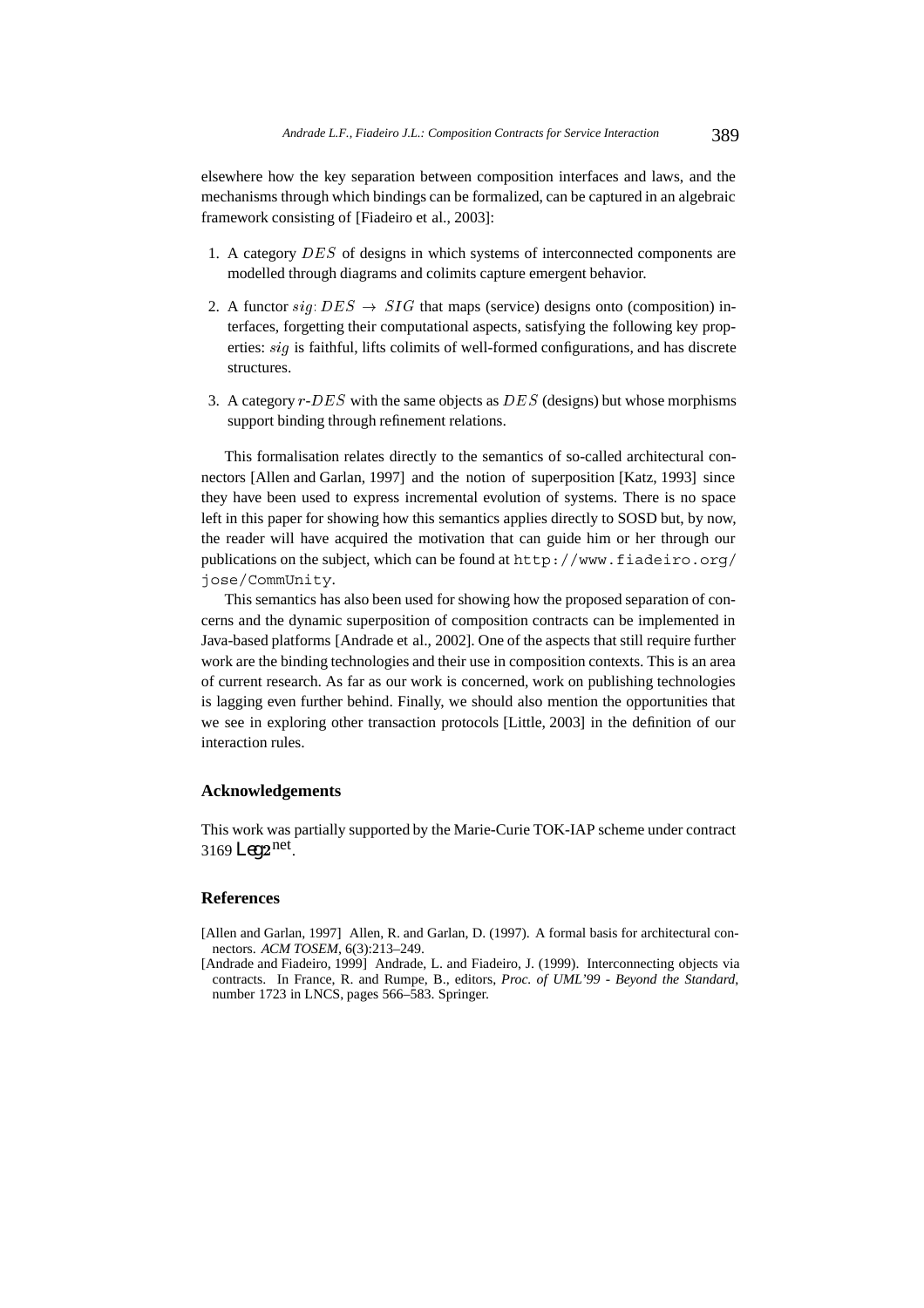elsewhere how the key separation between composition interfaces and laws, and the mechanisms through which bindings can be formalized, can be captured in an algebraic framework consisting of [Fiadeiro et al., 2003]:

1. A category $DES$ of designs in which systems of interconnected components are modelled through diagrams and colimits capture emergent behavior.
2. A functor $sig: DES \rightarrow SIG$ that maps (service) designs onto (composition) interfaces, forgetting their computational aspects, satisfying the following key properties: $sig$ is faithful, lifts colimits of well-formed configurations, and has discrete structures.
3. A category $r$-$DES$ with the same objects as $DES$ (designs) but whose morphisms support binding through refinement relations.

This formalisation relates directly to the semantics of so-called architectural connectors [Allen and Garlan, 1997] and the notion of superposition [Katz, 1993] since they have been used to express incremental evolution of systems. There is no space left in this paper for showing how this semantics applies directly to SOSD but, by now, the reader will have acquired the motivation that can guide him or her through our publications on the subject, which can be found at `http://www.fiadeiro.org/jose/CommUnity`.

This semantics has also been used for showing how the proposed separation of concerns and the dynamic superposition of composition contracts can be implemented in Java-based platforms [Andrade et al., 2002]. One of the aspects that still require further work are the binding technologies and their use in composition contexts. This is an area of current research. As far as our work is concerned, work on publishing technologies is lagging even further behind. Finally, we should also mention the opportunities that we see in exploring other transaction protocols [Little, 2003] in the definition of our interaction rules.

## Acknowledgements

This work was partially supported by the Marie-Curie TOK-IAP scheme under contract 3169 Leg2net.

## References

[Allen and Garlan, 1997] Allen, R. and Garlan, D. (1997). A formal basis for architectural connectors. *ACM TOSEM*, 6(3):213–249.

[Andrade and Fiadeiro, 1999] Andrade, L. and Fiadeiro, J. (1999). Interconnecting objects via contracts. In France, R. and Rumpe, B., editors, *Proc. of UML'99 - Beyond the Standard*, number 1723 in LNCS, pages 566–583. Springer.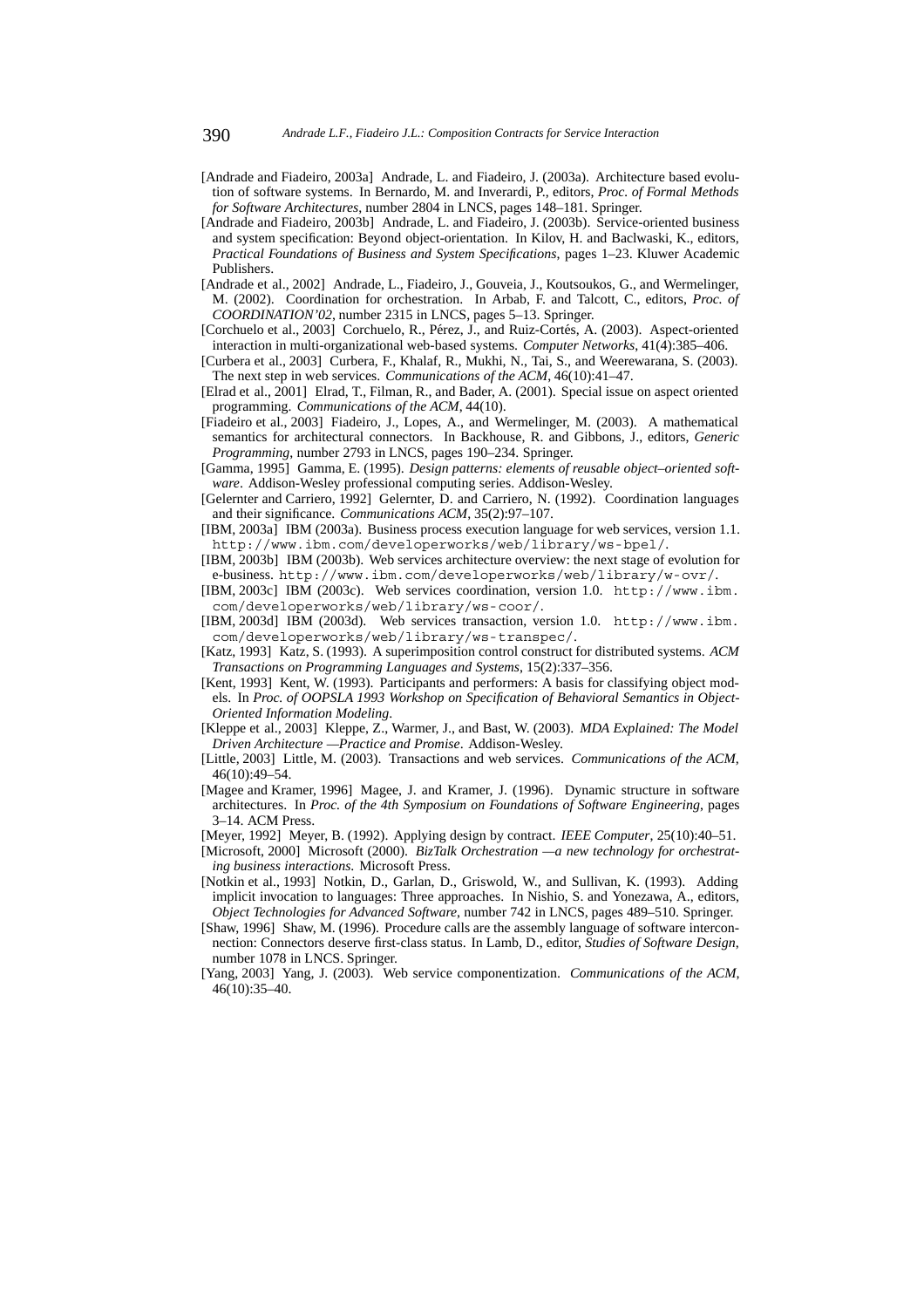[Andrade and Fiadeiro, 2003a] Andrade, L. and Fiadeiro, J. (2003a). Architecture based evolution of software systems. In Bernardo, M. and Inverardi, P., editors, *Proc. of Formal Methods for Software Architectures*, number 2804 in LNCS, pages 148–181. Springer.

[Andrade and Fiadeiro, 2003b] Andrade, L. and Fiadeiro, J. (2003b). Service-oriented business and system specification: Beyond object-orientation. In Kilov, H. and Baclwaski, K., editors, *Practical Foundations of Business and System Specifications*, pages 1–23. Kluwer Academic Publishers.

[Andrade et al., 2002] Andrade, L., Fiadeiro, J., Gouveia, J., Koutsoukos, G., and Wermelinger, M. (2002). Coordination for orchestration. In Arbab, F. and Talcott, C., editors, *Proc. of COORDINATION'02*, number 2315 in LNCS, pages 5–13. Springer.

[Corchuelo et al., 2003] Corchuelo, R., Pérez, J., and Ruiz-Cortés, A. (2003). Aspect-oriented interaction in multi-organizational web-based systems. *Computer Networks*, 41(4):385–406.

[Curbera et al., 2003] Curbera, F., Khalaf, R., Mukhi, N., Tai, S., and Weerewarana, S. (2003). The next step in web services. *Communications of the ACM*, 46(10):41–47.

[Elrad et al., 2001] Elrad, T., Filman, R., and Bader, A. (2001). Special issue on aspect oriented programming. *Communications of the ACM*, 44(10).

[Fiadeiro et al., 2003] Fiadeiro, J., Lopes, A., and Wermelinger, M. (2003). A mathematical semantics for architectural connectors. In Backhouse, R. and Gibbons, J., editors, *Generic Programming*, number 2793 in LNCS, pages 190–234. Springer.

[Gamma, 1995] Gamma, E. (1995). *Design patterns: elements of reusable object–oriented software*. Addison-Wesley professional computing series. Addison-Wesley.

[Gelernter and Carriero, 1992] Gelernter, D. and Carriero, N. (1992). Coordination languages and their significance. *Communications ACM*, 35(2):97–107.

[IBM, 2003a] IBM (2003a). Business process execution language for web services, version 1.1. `http://www.ibm.com/developerworks/web/library/ws-bpel/`.

[IBM, 2003b] IBM (2003b). Web services architecture overview: the next stage of evolution for e-business. `http://www.ibm.com/developerworks/web/library/w-ovr/`.

[IBM, 2003c] IBM (2003c). Web services coordination, version 1.0. `http://www.ibm.com/developerworks/web/library/ws-coor/`.

[IBM, 2003d] IBM (2003d). Web services transaction, version 1.0. `http://www.ibm.com/developerworks/web/library/ws-transpec/`.

[Katz, 1993] Katz, S. (1993). A superimposition control construct for distributed systems. *ACM Transactions on Programming Languages and Systems*, 15(2):337–356.

[Kent, 1993] Kent, W. (1993). Participants and performers: A basis for classifying object models. In *Proc. of OOPSLA 1993 Workshop on Specification of Behavioral Semantics in Object-Oriented Information Modeling*.

[Kleppe et al., 2003] Kleppe, Z., Warmer, J., and Bast, W. (2003). *MDA Explained: The Model Driven Architecture —Practice and Promise*. Addison-Wesley.

[Little, 2003] Little, M. (2003). Transactions and web services. *Communications of the ACM*, 46(10):49–54.

[Magee and Kramer, 1996] Magee, J. and Kramer, J. (1996). Dynamic structure in software architectures. In *Proc. of the 4th Symposium on Foundations of Software Engineering*, pages 3–14. ACM Press.

[Meyer, 1992] Meyer, B. (1992). Applying design by contract. *IEEE Computer*, 25(10):40–51.

[Microsoft, 2000] Microsoft (2000). *BizTalk Orchestration —a new technology for orchestrating business interactions*. Microsoft Press.

[Notkin et al., 1993] Notkin, D., Garlan, D., Griswold, W., and Sullivan, K. (1993). Adding implicit invocation to languages: Three approaches. In Nishio, S. and Yonezawa, A., editors, *Object Technologies for Advanced Software*, number 742 in LNCS, pages 489–510. Springer.

[Shaw, 1996] Shaw, M. (1996). Procedure calls are the assembly language of software interconnection: Connectors deserve first-class status. In Lamb, D., editor, *Studies of Software Design*, number 1078 in LNCS. Springer.

[Yang, 2003] Yang, J. (2003). Web service componentization. *Communications of the ACM*, 46(10):35–40.